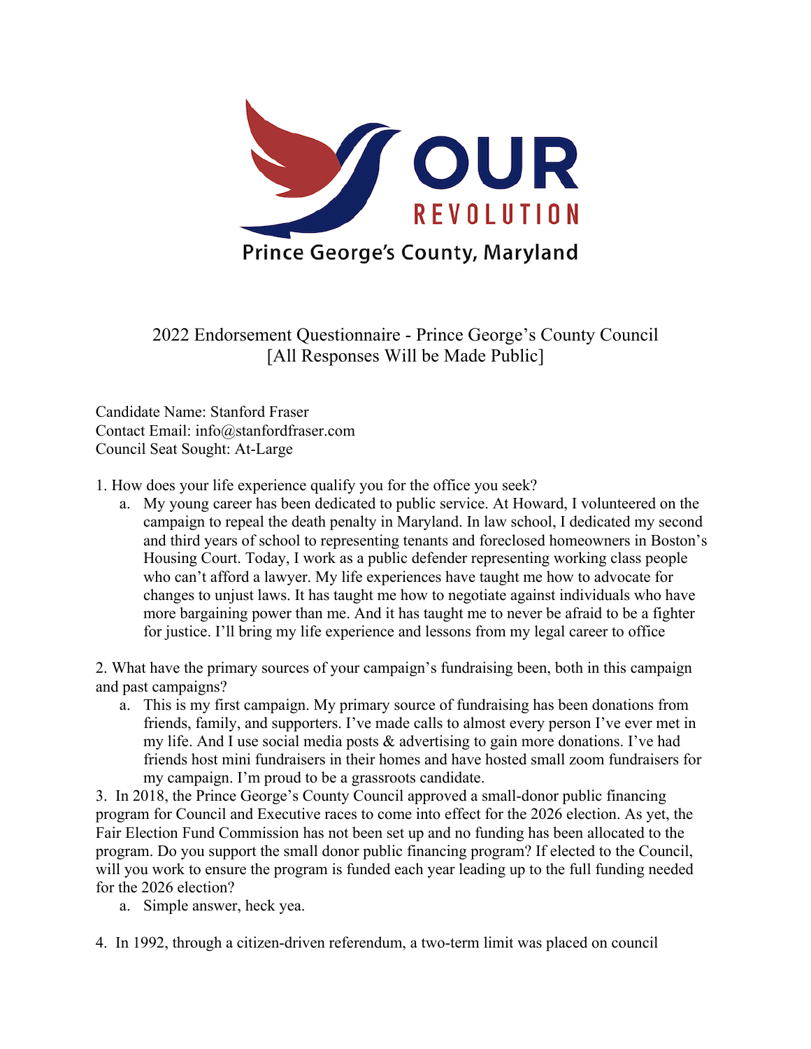OUR REVOLUTION

Prince George's County, Maryland

2022 Endorsement Questionnaire - Prince George's County Council
[All Responses Will be Made Public]

Candidate Name: Stanford Fraser
Contact Email: info@stanfordfraser.com
Council Seat Sought: At-Large

1. How does your life experience qualify you for the office you seek?
   a. My young career has been dedicated to public service. At Howard, I volunteered on the campaign to repeal the death penalty in Maryland. In law school, I dedicated my second and third years of school to representing tenants and foreclosed homeowners in Boston's Housing Court. Today, I work as a public defender representing working class people who can't afford a lawyer. My life experiences have taught me how to advocate for changes to unjust laws. It has taught me how to negotiate against individuals who have more bargaining power than me. And it has taught me to never be afraid to be a fighter for justice. I'll bring my life experience and lessons from my legal career to office

2. What have the primary sources of your campaign's fundraising been, both in this campaign and past campaigns?
   a. This is my first campaign. My primary source of fundraising has been donations from friends, family, and supporters. I've made calls to almost every person I've ever met in my life. And I use social media posts & advertising to gain more donations. I've had friends host mini fundraisers in their homes and have hosted small zoom fundraisers for my campaign. I'm proud to be a grassroots candidate.

3. In 2018, the Prince George's County Council approved a small-donor public financing program for Council and Executive races to come into effect for the 2026 election. As yet, the Fair Election Fund Commission has not been set up and no funding has been allocated to the program. Do you support the small donor public financing program? If elected to the Council, will you work to ensure the program is funded each year leading up to the full funding needed for the 2026 election?
   a. Simple answer, heck yea.

4. In 1992, through a citizen-driven referendum, a two-term limit was placed on council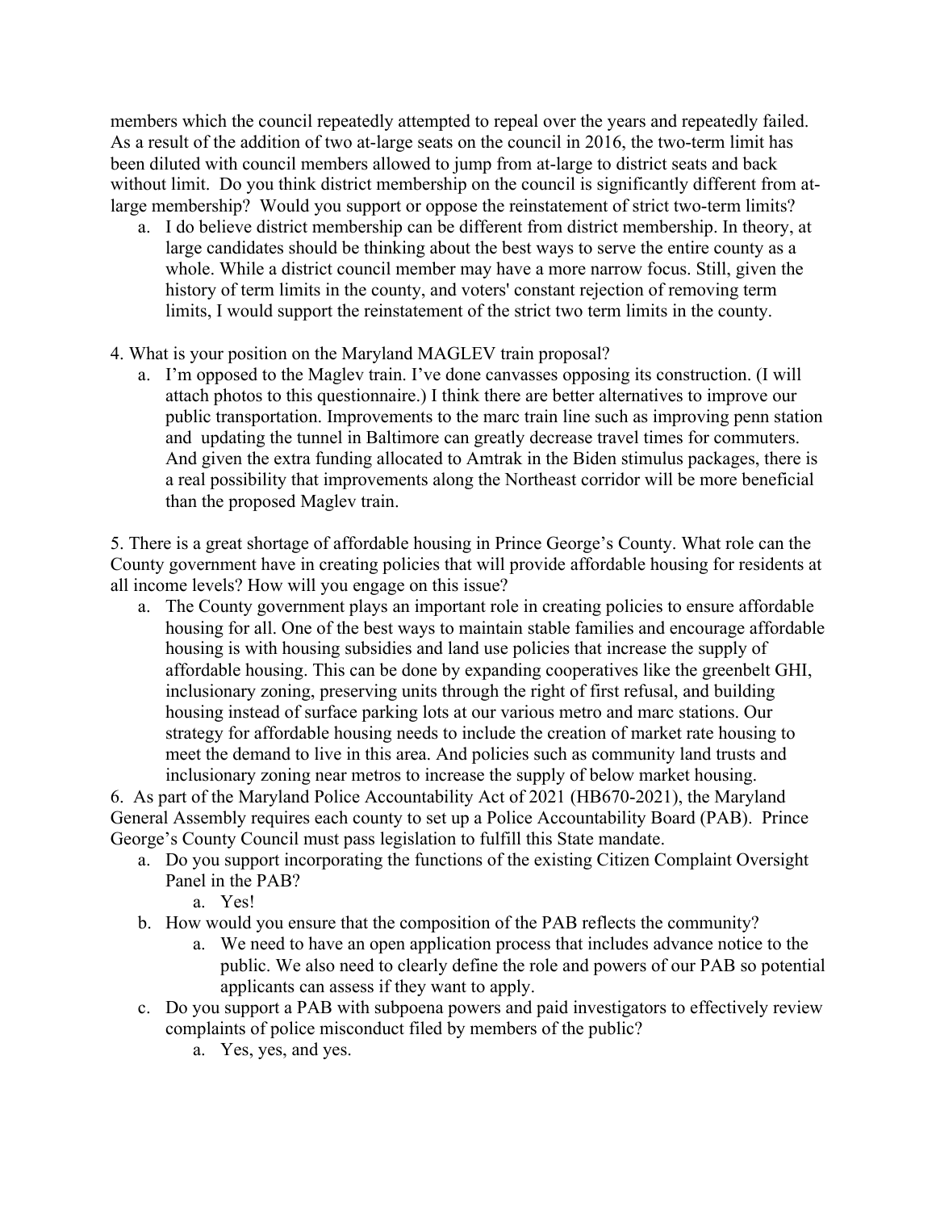members which the council repeatedly attempted to repeal over the years and repeatedly failed. As a result of the addition of two at-large seats on the council in 2016, the two-term limit has been diluted with council members allowed to jump from at-large to district seats and back without limit. Do you think district membership on the council is significantly different from at-large membership? Would you support or oppose the reinstatement of strict two-term limits?

   a. I do believe district membership can be different from district membership. In theory, at large candidates should be thinking about the best ways to serve the entire county as a whole. While a district council member may have a more narrow focus. Still, given the history of term limits in the county, and voters' constant rejection of removing term limits, I would support the reinstatement of the strict two term limits in the county.

4. What is your position on the Maryland MAGLEV train proposal?

   a. I'm opposed to the Maglev train. I've done canvasses opposing its construction. (I will attach photos to this questionnaire.) I think there are better alternatives to improve our public transportation. Improvements to the marc train line such as improving penn station and updating the tunnel in Baltimore can greatly decrease travel times for commuters. And given the extra funding allocated to Amtrak in the Biden stimulus packages, there is a real possibility that improvements along the Northeast corridor will be more beneficial than the proposed Maglev train.

5. There is a great shortage of affordable housing in Prince George's County. What role can the County government have in creating policies that will provide affordable housing for residents at all income levels? How will you engage on this issue?

   a. The County government plays an important role in creating policies to ensure affordable housing for all. One of the best ways to maintain stable families and encourage affordable housing is with housing subsidies and land use policies that increase the supply of affordable housing. This can be done by expanding cooperatives like the greenbelt GHI, inclusionary zoning, preserving units through the right of first refusal, and building housing instead of surface parking lots at our various metro and marc stations. Our strategy for affordable housing needs to include the creation of market rate housing to meet the demand to live in this area. And policies such as community land trusts and inclusionary zoning near metros to increase the supply of below market housing.

6. As part of the Maryland Police Accountability Act of 2021 (HB670-2021), the Maryland General Assembly requires each county to set up a Police Accountability Board (PAB). Prince George's County Council must pass legislation to fulfill this State mandate.

   a. Do you support incorporating the functions of the existing Citizen Complaint Oversight Panel in the PAB?
      a. Yes!
   b. How would you ensure that the composition of the PAB reflects the community?
      a. We need to have an open application process that includes advance notice to the public. We also need to clearly define the role and powers of our PAB so potential applicants can assess if they want to apply.
   c. Do you support a PAB with subpoena powers and paid investigators to effectively review complaints of police misconduct filed by members of the public?
      a. Yes, yes, and yes.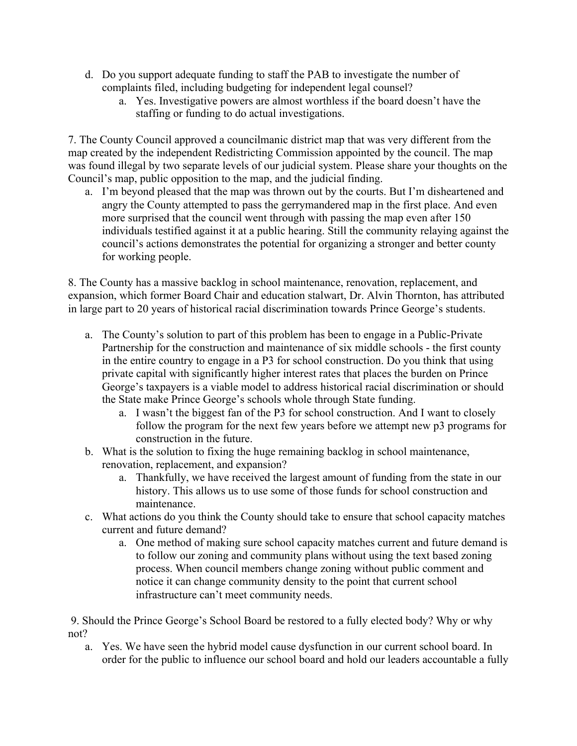d. Do you support adequate funding to staff the PAB to investigate the number of complaints filed, including budgeting for independent legal counsel?
    a. Yes. Investigative powers are almost worthless if the board doesn't have the staffing or funding to do actual investigations.

7. The County Council approved a councilmanic district map that was very different from the map created by the independent Redistricting Commission appointed by the council. The map was found illegal by two separate levels of our judicial system. Please share your thoughts on the Council's map, public opposition to the map, and the judicial finding.

a. I'm beyond pleased that the map was thrown out by the courts. But I'm disheartened and angry the County attempted to pass the gerrymandered map in the first place. And even more surprised that the council went through with passing the map even after 150 individuals testified against it at a public hearing. Still the community relaying against the council's actions demonstrates the potential for organizing a stronger and better county for working people.

8. The County has a massive backlog in school maintenance, renovation, replacement, and expansion, which former Board Chair and education stalwart, Dr. Alvin Thornton, has attributed in large part to 20 years of historical racial discrimination towards Prince George's students.

a. The County's solution to part of this problem has been to engage in a Public-Private Partnership for the construction and maintenance of six middle schools - the first county in the entire country to engage in a P3 for school construction. Do you think that using private capital with significantly higher interest rates that places the burden on Prince George's taxpayers is a viable model to address historical racial discrimination or should the State make Prince George's schools whole through State funding.
    a. I wasn't the biggest fan of the P3 for school construction. And I want to closely follow the program for the next few years before we attempt new p3 programs for construction in the future.
b. What is the solution to fixing the huge remaining backlog in school maintenance, renovation, replacement, and expansion?
    a. Thankfully, we have received the largest amount of funding from the state in our history. This allows us to use some of those funds for school construction and maintenance.
c. What actions do you think the County should take to ensure that school capacity matches current and future demand?
    a. One method of making sure school capacity matches current and future demand is to follow our zoning and community plans without using the text based zoning process. When council members change zoning without public comment and notice it can change community density to the point that current school infrastructure can't meet community needs.

9. Should the Prince George's School Board be restored to a fully elected body? Why or why not?

a. Yes. We have seen the hybrid model cause dysfunction in our current school board. In order for the public to influence our school board and hold our leaders accountable a fully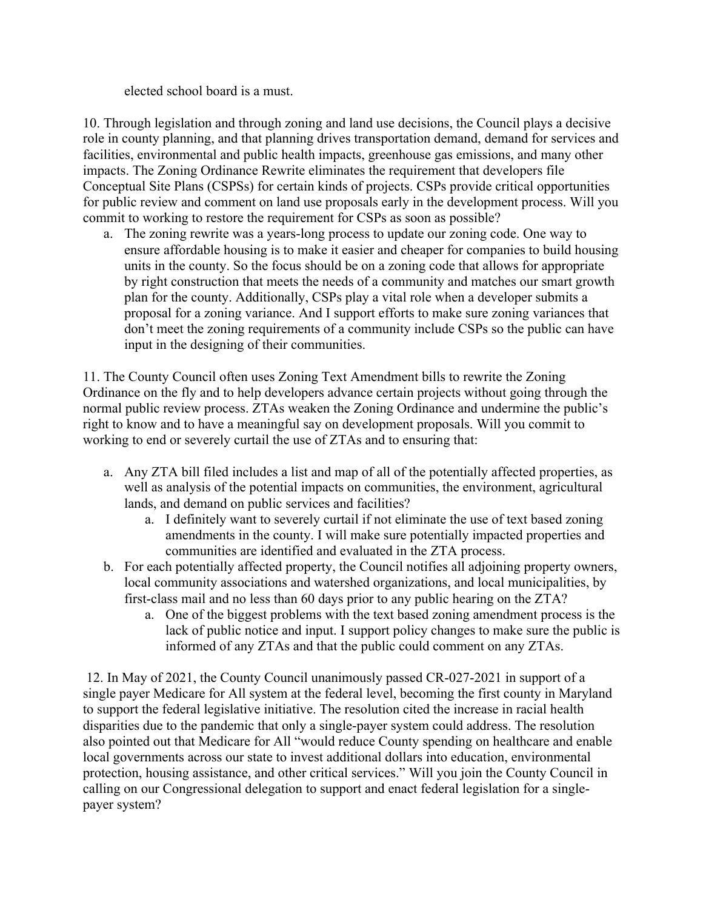elected school board is a must.

10. Through legislation and through zoning and land use decisions, the Council plays a decisive role in county planning, and that planning drives transportation demand, demand for services and facilities, environmental and public health impacts, greenhouse gas emissions, and many other impacts. The Zoning Ordinance Rewrite eliminates the requirement that developers file Conceptual Site Plans (CSPSs) for certain kinds of projects. CSPs provide critical opportunities for public review and comment on land use proposals early in the development process. Will you commit to working to restore the requirement for CSPs as soon as possible?

   a. The zoning rewrite was a years-long process to update our zoning code. One way to ensure affordable housing is to make it easier and cheaper for companies to build housing units in the county. So the focus should be on a zoning code that allows for appropriate by right construction that meets the needs of a community and matches our smart growth plan for the county. Additionally, CSPs play a vital role when a developer submits a proposal for a zoning variance. And I support efforts to make sure zoning variances that don't meet the zoning requirements of a community include CSPs so the public can have input in the designing of their communities.

11. The County Council often uses Zoning Text Amendment bills to rewrite the Zoning Ordinance on the fly and to help developers advance certain projects without going through the normal public review process. ZTAs weaken the Zoning Ordinance and undermine the public's right to know and to have a meaningful say on development proposals. Will you commit to working to end or severely curtail the use of ZTAs and to ensuring that:

   a. Any ZTA bill filed includes a list and map of all of the potentially affected properties, as well as analysis of the potential impacts on communities, the environment, agricultural lands, and demand on public services and facilities?
      a. I definitely want to severely curtail if not eliminate the use of text based zoning amendments in the county. I will make sure potentially impacted properties and communities are identified and evaluated in the ZTA process.
   b. For each potentially affected property, the Council notifies all adjoining property owners, local community associations and watershed organizations, and local municipalities, by first-class mail and no less than 60 days prior to any public hearing on the ZTA?
      a. One of the biggest problems with the text based zoning amendment process is the lack of public notice and input. I support policy changes to make sure the public is informed of any ZTAs and that the public could comment on any ZTAs.

12. In May of 2021, the County Council unanimously passed CR-027-2021 in support of a single payer Medicare for All system at the federal level, becoming the first county in Maryland to support the federal legislative initiative. The resolution cited the increase in racial health disparities due to the pandemic that only a single-payer system could address. The resolution also pointed out that Medicare for All "would reduce County spending on healthcare and enable local governments across our state to invest additional dollars into education, environmental protection, housing assistance, and other critical services." Will you join the County Council in calling on our Congressional delegation to support and enact federal legislation for a single-payer system?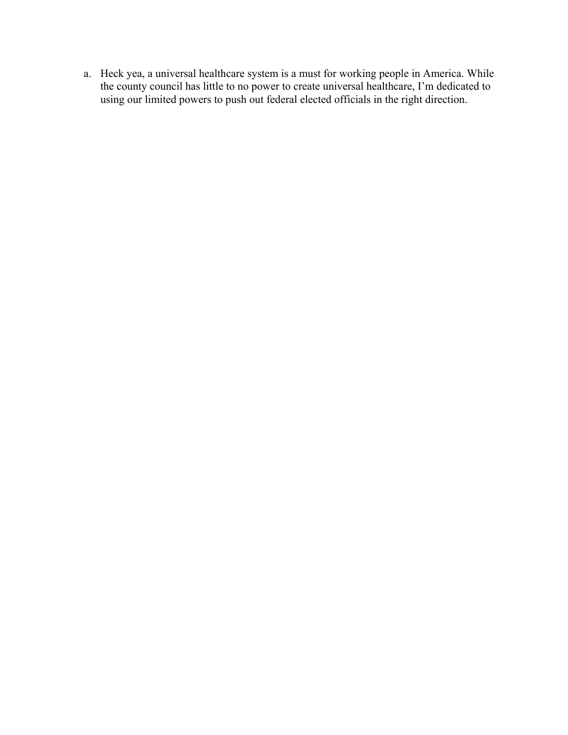a. Heck yea, a universal healthcare system is a must for working people in America. While the county council has little to no power to create universal healthcare, I'm dedicated to using our limited powers to push out federal elected officials in the right direction.